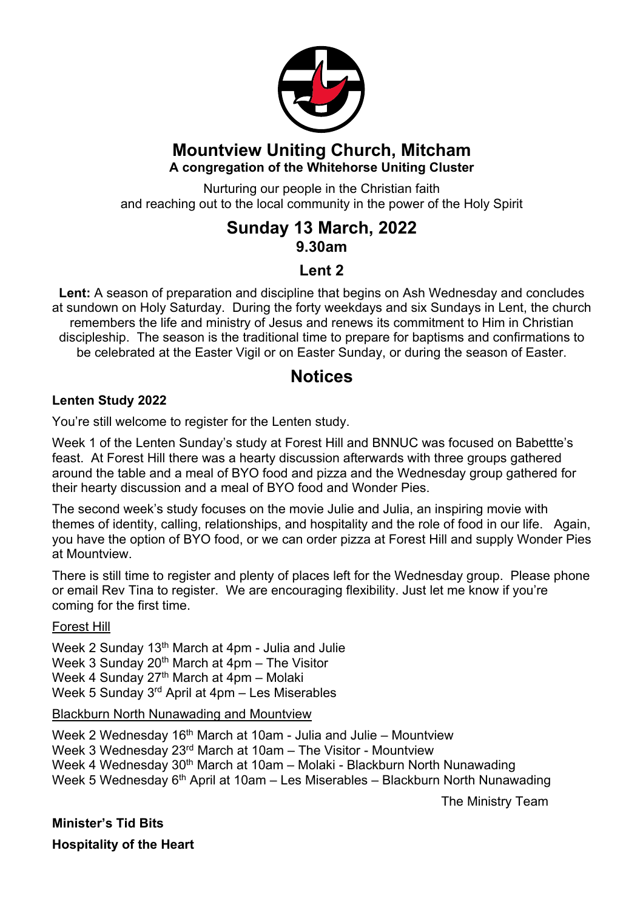# Mountview Uniting Church, Mitcham

**A congregation of the Whitehorse Uniting Cluster**

Nurturing our people in the Christian faith
and reaching out to the local community in the power of the Holy Spirit

## Sunday 13 March, 2022

**9.30am**

### Lent 2

**Lent:** A season of preparation and discipline that begins on Ash Wednesday and concludes at sundown on Holy Saturday. During the forty weekdays and six Sundays in Lent, the church remembers the life and ministry of Jesus and renews its commitment to Him in Christian discipleship. The season is the traditional time to prepare for baptisms and confirmations to be celebrated at the Easter Vigil or on Easter Sunday, or during the season of Easter.

## Notices

**Lenten Study 2022**

You're still welcome to register for the Lenten study.

Week 1 of the Lenten Sunday's study at Forest Hill and BNNUC was focused on Babettte's feast. At Forest Hill there was a hearty discussion afterwards with three groups gathered around the table and a meal of BYO food and pizza and the Wednesday group gathered for their hearty discussion and a meal of BYO food and Wonder Pies.

The second week's study focuses on the movie Julie and Julia, an inspiring movie with themes of identity, calling, relationships, and hospitality and the role of food in our life. Again, you have the option of BYO food, or we can order pizza at Forest Hill and supply Wonder Pies at Mountview.

There is still time to register and plenty of places left for the Wednesday group. Please phone or email Rev Tina to register. We are encouraging flexibility. Just let me know if you're coming for the first time.

<u>Forest Hill</u>

Week 2 Sunday 13th March at 4pm - Julia and Julie
Week 3 Sunday 20th March at 4pm – The Visitor
Week 4 Sunday 27th March at 4pm – Molaki
Week 5 Sunday 3rd April at 4pm – Les Miserables

<u>Blackburn North Nunawading and Mountview</u>

Week 2 Wednesday 16th March at 10am - Julia and Julie – Mountview
Week 3 Wednesday 23rd March at 10am – The Visitor - Mountview
Week 4 Wednesday 30th March at 10am – Molaki - Blackburn North Nunawading
Week 5 Wednesday 6th April at 10am – Les Miserables – Blackburn North Nunawading

The Ministry Team

**Minister's Tid Bits**

**Hospitality of the Heart**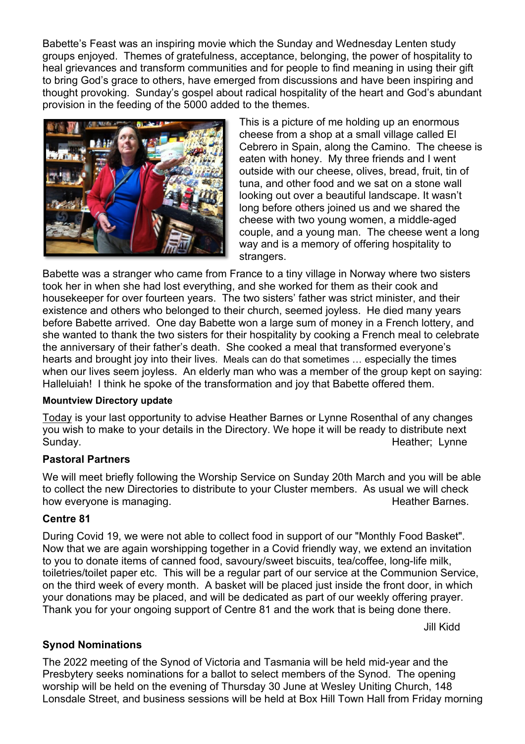Babette's Feast was an inspiring movie which the Sunday and Wednesday Lenten study groups enjoyed. Themes of gratefulness, acceptance, belonging, the power of hospitality to heal grievances and transform communities and for people to find meaning in using their gift to bring God's grace to others, have emerged from discussions and have been inspiring and thought provoking. Sunday's gospel about radical hospitality of the heart and God's abundant provision in the feeding of the 5000 added to the themes.

This is a picture of me holding up an enormous cheese from a shop at a small village called El Cebrero in Spain, along the Camino. The cheese is eaten with honey. My three friends and I went outside with our cheese, olives, bread, fruit, tin of tuna, and other food and we sat on a stone wall looking out over a beautiful landscape. It wasn't long before others joined us and we shared the cheese with two young women, a middle-aged couple, and a young man. The cheese went a long way and is a memory of offering hospitality to strangers.

Babette was a stranger who came from France to a tiny village in Norway where two sisters took her in when she had lost everything, and she worked for them as their cook and housekeeper for over fourteen years. The two sisters' father was strict minister, and their existence and others who belonged to their church, seemed joyless. He died many years before Babette arrived. One day Babette won a large sum of money in a French lottery, and she wanted to thank the two sisters for their hospitality by cooking a French meal to celebrate the anniversary of their father's death. She cooked a meal that transformed everyone's hearts and brought joy into their lives. Meals can do that sometimes … especially the times when our lives seem joyless. An elderly man who was a member of the group kept on saying: Halleluiah! I think he spoke of the transformation and joy that Babette offered them.

#### Mountview Directory update

Today is your last opportunity to advise Heather Barnes or Lynne Rosenthal of any changes you wish to make to your details in the Directory. We hope it will be ready to distribute next Sunday.

Heather; Lynne

### Pastoral Partners

We will meet briefly following the Worship Service on Sunday 20th March and you will be able to collect the new Directories to distribute to your Cluster members. As usual we will check how everyone is managing.

Heather Barnes.

### Centre 81

During Covid 19, we were not able to collect food in support of our "Monthly Food Basket". Now that we are again worshipping together in a Covid friendly way, we extend an invitation to you to donate items of canned food, savoury/sweet biscuits, tea/coffee, long-life milk, toiletries/toilet paper etc. This will be a regular part of our service at the Communion Service, on the third week of every month. A basket will be placed just inside the front door, in which your donations may be placed, and will be dedicated as part of our weekly offering prayer. Thank you for your ongoing support of Centre 81 and the work that is being done there.

Jill Kidd

### Synod Nominations

The 2022 meeting of the Synod of Victoria and Tasmania will be held mid-year and the Presbytery seeks nominations for a ballot to select members of the Synod. The opening worship will be held on the evening of Thursday 30 June at Wesley Uniting Church, 148 Lonsdale Street, and business sessions will be held at Box Hill Town Hall from Friday morning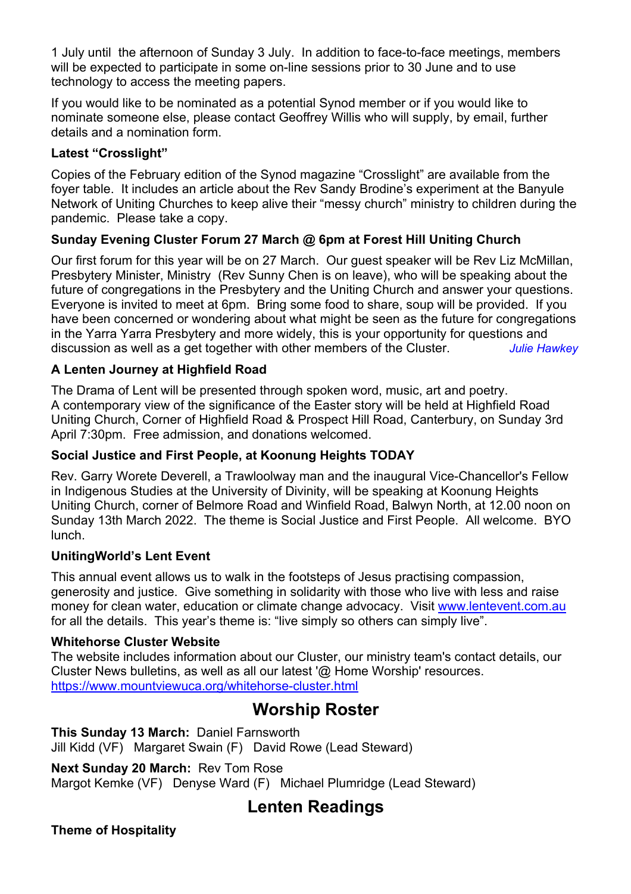1 July until the afternoon of Sunday 3 July. In addition to face-to-face meetings, members will be expected to participate in some on-line sessions prior to 30 June and to use technology to access the meeting papers.

If you would like to be nominated as a potential Synod member or if you would like to nominate someone else, please contact Geoffrey Willis who will supply, by email, further details and a nomination form.

**Latest "Crosslight"**

Copies of the February edition of the Synod magazine "Crosslight" are available from the foyer table. It includes an article about the Rev Sandy Brodine's experiment at the Banyule Network of Uniting Churches to keep alive their "messy church" ministry to children during the pandemic. Please take a copy.

**Sunday Evening Cluster Forum 27 March @ 6pm at Forest Hill Uniting Church**

Our first forum for this year will be on 27 March. Our guest speaker will be Rev Liz McMillan, Presbytery Minister, Ministry (Rev Sunny Chen is on leave), who will be speaking about the future of congregations in the Presbytery and the Uniting Church and answer your questions. Everyone is invited to meet at 6pm. Bring some food to share, soup will be provided. If you have been concerned or wondering about what might be seen as the future for congregations in the Yarra Yarra Presbytery and more widely, this is your opportunity for questions and discussion as well as a get together with other members of the Cluster. *Julie Hawkey*

**A Lenten Journey at Highfield Road**

The Drama of Lent will be presented through spoken word, music, art and poetry.
A contemporary view of the significance of the Easter story will be held at Highfield Road Uniting Church, Corner of Highfield Road & Prospect Hill Road, Canterbury, on Sunday 3rd April 7:30pm. Free admission, and donations welcomed.

**Social Justice and First People, at Koonung Heights TODAY**

Rev. Garry Worete Deverell, a Trawloolway man and the inaugural Vice-Chancellor's Fellow in Indigenous Studies at the University of Divinity, will be speaking at Koonung Heights Uniting Church, corner of Belmore Road and Winfield Road, Balwyn North, at 12.00 noon on Sunday 13th March 2022. The theme is Social Justice and First People. All welcome. BYO lunch.

**UnitingWorld's Lent Event**

This annual event allows us to walk in the footsteps of Jesus practising compassion, generosity and justice. Give something in solidarity with those who live with less and raise money for clean water, education or climate change advocacy. Visit www.lentevent.com.au for all the details. This year's theme is: "live simply so others can simply live".

**Whitehorse Cluster Website**
The website includes information about our Cluster, our ministry team's contact details, our Cluster News bulletins, as well as all our latest '@ Home Worship' resources.
https://www.mountviewuca.org/whitehorse-cluster.html

## Worship Roster

**This Sunday 13 March:** Daniel Farnsworth
Jill Kidd (VF) Margaret Swain (F) David Rowe (Lead Steward)

**Next Sunday 20 March:** Rev Tom Rose
Margot Kemke (VF) Denyse Ward (F) Michael Plumridge (Lead Steward)

## Lenten Readings

**Theme of Hospitality**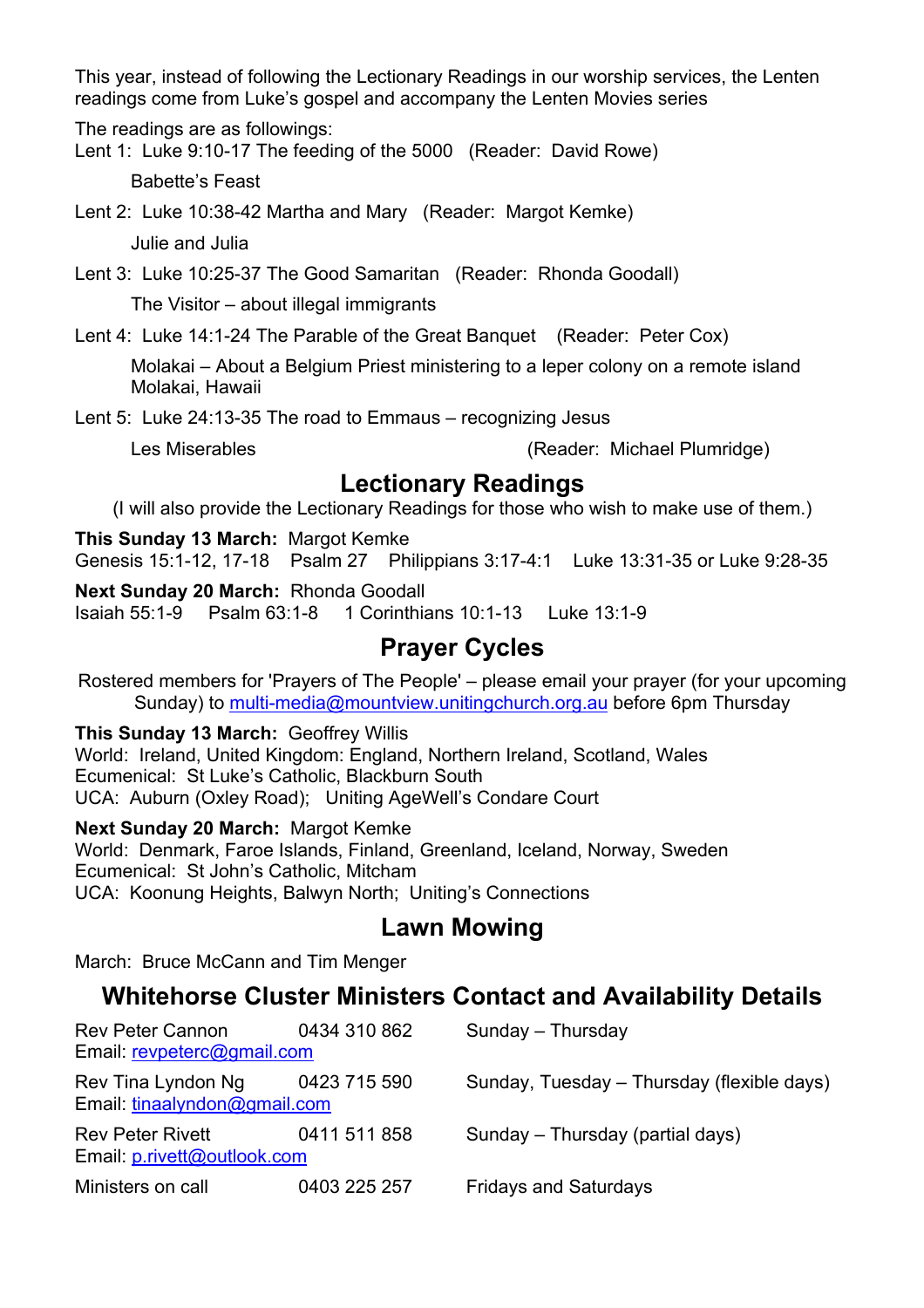This year, instead of following the Lectionary Readings in our worship services, the Lenten readings come from Luke's gospel and accompany the Lenten Movies series

The readings are as followings:

Lent 1: Luke 9:10-17 The feeding of the 5000 (Reader: David Rowe)

Babette's Feast

Lent 2: Luke 10:38-42 Martha and Mary (Reader: Margot Kemke)

Julie and Julia

Lent 3: Luke 10:25-37 The Good Samaritan (Reader: Rhonda Goodall)

The Visitor – about illegal immigrants

Lent 4: Luke 14:1-24 The Parable of the Great Banquet (Reader: Peter Cox)

Molakai – About a Belgium Priest ministering to a leper colony on a remote island Molakai, Hawaii

Lent 5: Luke 24:13-35 The road to Emmaus – recognizing Jesus

Les Miserables (Reader: Michael Plumridge)

## Lectionary Readings

(I will also provide the Lectionary Readings for those who wish to make use of them.)

**This Sunday 13 March:** Margot Kemke
Genesis 15:1-12, 17-18 Psalm 27 Philippians 3:17-4:1 Luke 13:31-35 or Luke 9:28-35

**Next Sunday 20 March:** Rhonda Goodall
Isaiah 55:1-9 Psalm 63:1-8 1 Corinthians 10:1-13 Luke 13:1-9

## Prayer Cycles

Rostered members for 'Prayers of The People' – please email your prayer (for your upcoming Sunday) to multi-media@mountview.unitingchurch.org.au before 6pm Thursday

**This Sunday 13 March:** Geoffrey Willis
World: Ireland, United Kingdom: England, Northern Ireland, Scotland, Wales
Ecumenical: St Luke's Catholic, Blackburn South
UCA: Auburn (Oxley Road); Uniting AgeWell's Condare Court

**Next Sunday 20 March:** Margot Kemke
World: Denmark, Faroe Islands, Finland, Greenland, Iceland, Norway, Sweden
Ecumenical: St John's Catholic, Mitcham
UCA: Koonung Heights, Balwyn North; Uniting's Connections

## Lawn Mowing

March: Bruce McCann and Tim Menger

## Whitehorse Cluster Ministers Contact and Availability Details

| | | |
|---|---|---|
| Rev Peter Cannon<br>Email: revpeterc@gmail.com | 0434 310 862 | Sunday – Thursday |
| Rev Tina Lyndon Ng<br>Email: tinaalyndon@gmail.com | 0423 715 590 | Sunday, Tuesday – Thursday (flexible days) |
| Rev Peter Rivett<br>Email: p.rivett@outlook.com | 0411 511 858 | Sunday – Thursday (partial days) |
| Ministers on call | 0403 225 257 | Fridays and Saturdays |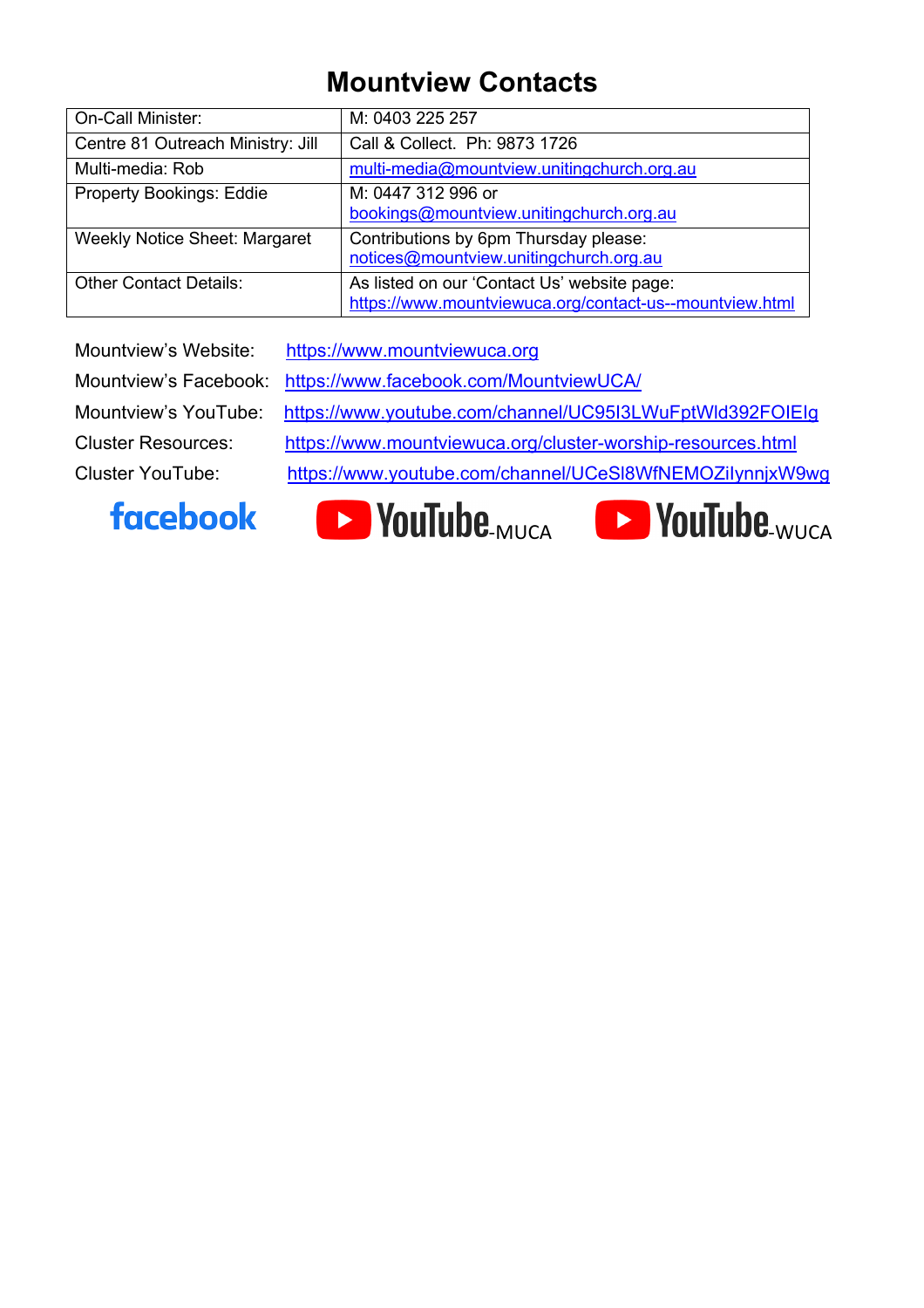# Mountview Contacts

| | |
|---|---|
| On-Call Minister: | M: 0403 225 257 |
| Centre 81 Outreach Ministry: Jill | Call & Collect. Ph: 9873 1726 |
| Multi-media: Rob | multi-media@mountview.unitingchurch.org.au |
| Property Bookings: Eddie | M: 0447 312 996 or bookings@mountview.unitingchurch.org.au |
| Weekly Notice Sheet: Margaret | Contributions by 6pm Thursday please: notices@mountview.unitingchurch.org.au |
| Other Contact Details: | As listed on our 'Contact Us' website page: https://www.mountviewuca.org/contact-us--mountview.html |

Mountview's Website: https://www.mountviewuca.org

Mountview's Facebook: https://www.facebook.com/MountviewUCA/

Mountview's YouTube: https://www.youtube.com/channel/UC95I3LWuFptWld392FOIEIg

Cluster Resources: https://www.mountviewuca.org/cluster-worship-resources.html

Cluster YouTube: https://www.youtube.com/channel/UCeSl8WfNEMOZiIynnjxW9wg

facebook YouTube-MUCA YouTube-WUCA